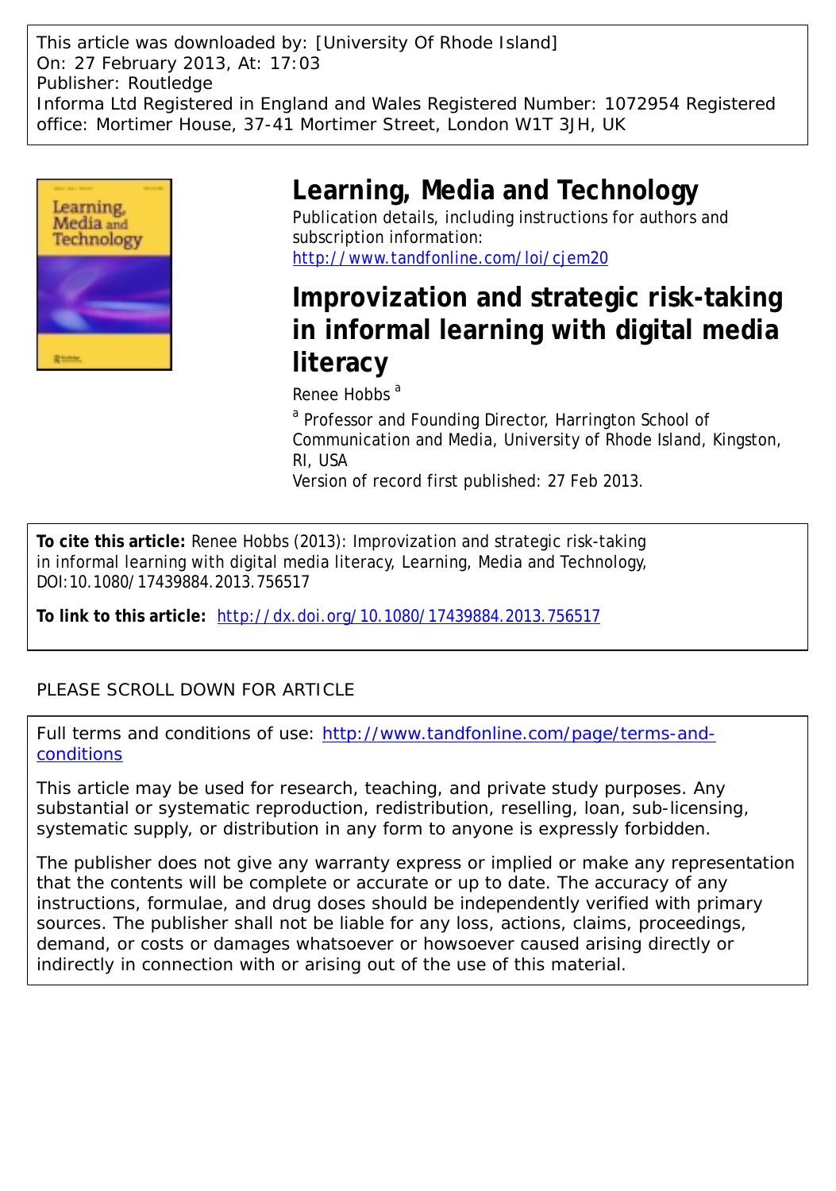This article was downloaded by: [University Of Rhode Island]
On: 27 February 2013, At: 17:03
Publisher: Routledge
Informa Ltd Registered in England and Wales Registered Number: 1072954 Registered office: Mortimer House, 37-41 Mortimer Street, London W1T 3JH, UK

# Learning, Media and Technology

Publication details, including instructions for authors and subscription information:
http://www.tandfonline.com/loi/cjem20

# Improvization and strategic risk-taking in informal learning with digital media literacy

Renee Hobbs [a]

[a] Professor and Founding Director, Harrington School of Communication and Media, University of Rhode Island, Kingston, RI, USA

Version of record first published: 27 Feb 2013.

**To cite this article:** Renee Hobbs (2013): Improvization and strategic risk-taking in informal learning with digital media literacy, Learning, Media and Technology, DOI:10.1080/17439884.2013.756517

**To link to this article:** http://dx.doi.org/10.1080/17439884.2013.756517

PLEASE SCROLL DOWN FOR ARTICLE

Full terms and conditions of use: http://www.tandfonline.com/page/terms-and-conditions

This article may be used for research, teaching, and private study purposes. Any substantial or systematic reproduction, redistribution, reselling, loan, sub-licensing, systematic supply, or distribution in any form to anyone is expressly forbidden.

The publisher does not give any warranty express or implied or make any representation that the contents will be complete or accurate or up to date. The accuracy of any instructions, formulae, and drug doses should be independently verified with primary sources. The publisher shall not be liable for any loss, actions, claims, proceedings, demand, or costs or damages whatsoever or howsoever caused arising directly or indirectly in connection with or arising out of the use of this material.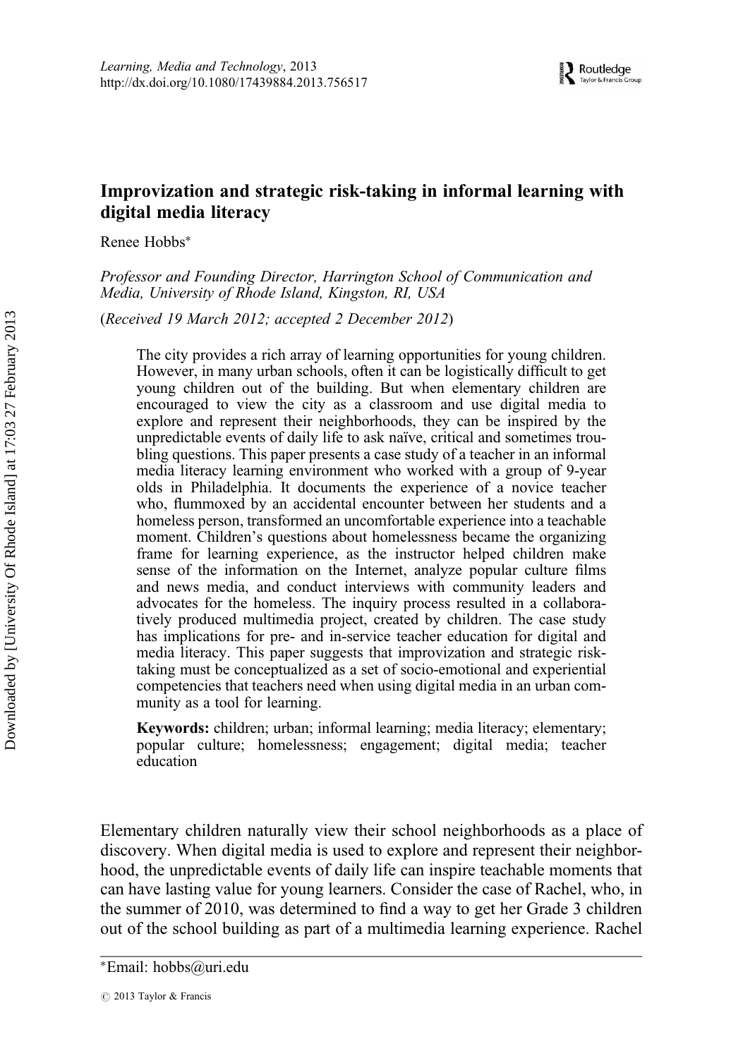# Improvization and strategic risk-taking in informal learning with digital media literacy

Renee Hobbs*

*Professor and Founding Director, Harrington School of Communication and Media, University of Rhode Island, Kingston, RI, USA*

(*Received 19 March 2012; accepted 2 December 2012*)

The city provides a rich array of learning opportunities for young children. However, in many urban schools, often it can be logistically difficult to get young children out of the building. But when elementary children are encouraged to view the city as a classroom and use digital media to explore and represent their neighborhoods, they can be inspired by the unpredictable events of daily life to ask naïve, critical and sometimes troubling questions. This paper presents a case study of a teacher in an informal media literacy learning environment who worked with a group of 9-year olds in Philadelphia. It documents the experience of a novice teacher who, flummoxed by an accidental encounter between her students and a homeless person, transformed an uncomfortable experience into a teachable moment. Children's questions about homelessness became the organizing frame for learning experience, as the instructor helped children make sense of the information on the Internet, analyze popular culture films and news media, and conduct interviews with community leaders and advocates for the homeless. The inquiry process resulted in a collaboratively produced multimedia project, created by children. The case study has implications for pre- and in-service teacher education for digital and media literacy. This paper suggests that improvization and strategic risk-taking must be conceptualized as a set of socio-emotional and experiential competencies that teachers need when using digital media in an urban community as a tool for learning.

**Keywords:** children; urban; informal learning; media literacy; elementary; popular culture; homelessness; engagement; digital media; teacher education

Elementary children naturally view their school neighborhoods as a place of discovery. When digital media is used to explore and represent their neighborhood, the unpredictable events of daily life can inspire teachable moments that can have lasting value for young learners. Consider the case of Rachel, who, in the summer of 2010, was determined to find a way to get her Grade 3 children out of the school building as part of a multimedia learning experience. Rachel

*Email: hobbs@uri.edu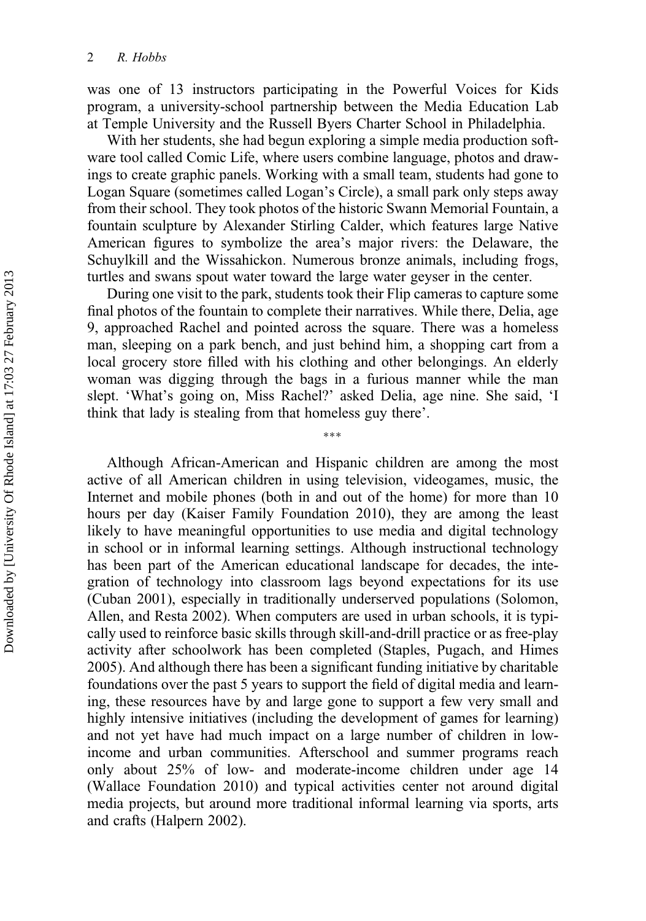was one of 13 instructors participating in the Powerful Voices for Kids program, a university-school partnership between the Media Education Lab at Temple University and the Russell Byers Charter School in Philadelphia.

With her students, she had begun exploring a simple media production software tool called Comic Life, where users combine language, photos and drawings to create graphic panels. Working with a small team, students had gone to Logan Square (sometimes called Logan's Circle), a small park only steps away from their school. They took photos of the historic Swann Memorial Fountain, a fountain sculpture by Alexander Stirling Calder, which features large Native American figures to symbolize the area's major rivers: the Delaware, the Schuylkill and the Wissahickon. Numerous bronze animals, including frogs, turtles and swans spout water toward the large water geyser in the center.

During one visit to the park, students took their Flip cameras to capture some final photos of the fountain to complete their narratives. While there, Delia, age 9, approached Rachel and pointed across the square. There was a homeless man, sleeping on a park bench, and just behind him, a shopping cart from a local grocery store filled with his clothing and other belongings. An elderly woman was digging through the bags in a furious manner while the man slept. 'What's going on, Miss Rachel?' asked Delia, age nine. She said, 'I think that lady is stealing from that homeless guy there'.

\*\*\*

Although African-American and Hispanic children are among the most active of all American children in using television, videogames, music, the Internet and mobile phones (both in and out of the home) for more than 10 hours per day (Kaiser Family Foundation 2010), they are among the least likely to have meaningful opportunities to use media and digital technology in school or in informal learning settings. Although instructional technology has been part of the American educational landscape for decades, the integration of technology into classroom lags beyond expectations for its use (Cuban 2001), especially in traditionally underserved populations (Solomon, Allen, and Resta 2002). When computers are used in urban schools, it is typically used to reinforce basic skills through skill-and-drill practice or as free-play activity after schoolwork has been completed (Staples, Pugach, and Himes 2005). And although there has been a significant funding initiative by charitable foundations over the past 5 years to support the field of digital media and learning, these resources have by and large gone to support a few very small and highly intensive initiatives (including the development of games for learning) and not yet have had much impact on a large number of children in low-income and urban communities. Afterschool and summer programs reach only about 25% of low- and moderate-income children under age 14 (Wallace Foundation 2010) and typical activities center not around digital media projects, but around more traditional informal learning via sports, arts and crafts (Halpern 2002).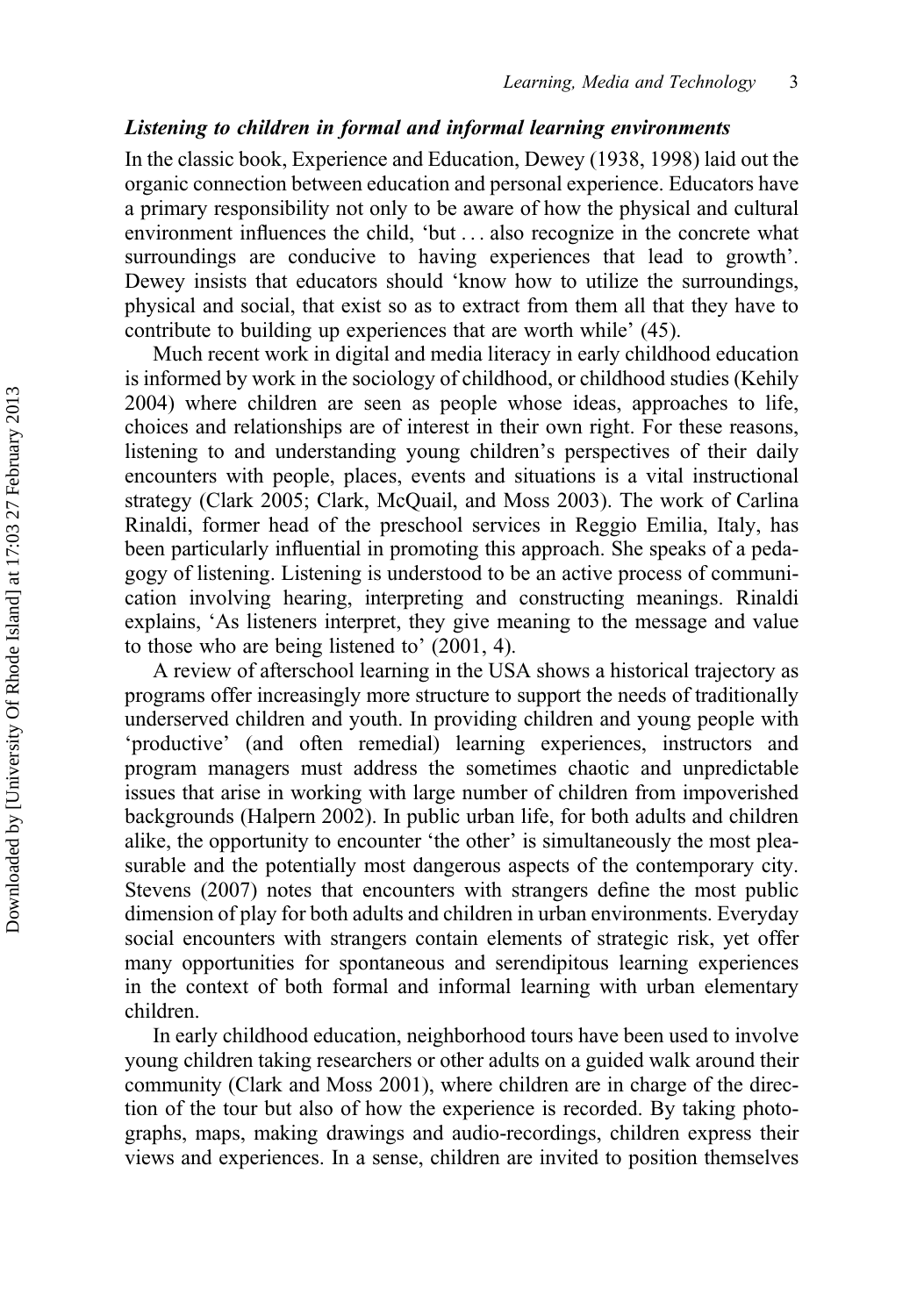### *Listening to children in formal and informal learning environments*

In the classic book, Experience and Education, Dewey (1938, 1998) laid out the organic connection between education and personal experience. Educators have a primary responsibility not only to be aware of how the physical and cultural environment influences the child, 'but … also recognize in the concrete what surroundings are conducive to having experiences that lead to growth'. Dewey insists that educators should 'know how to utilize the surroundings, physical and social, that exist so as to extract from them all that they have to contribute to building up experiences that are worth while' (45).

Much recent work in digital and media literacy in early childhood education is informed by work in the sociology of childhood, or childhood studies (Kehily 2004) where children are seen as people whose ideas, approaches to life, choices and relationships are of interest in their own right. For these reasons, listening to and understanding young children's perspectives of their daily encounters with people, places, events and situations is a vital instructional strategy (Clark 2005; Clark, McQuail, and Moss 2003). The work of Carlina Rinaldi, former head of the preschool services in Reggio Emilia, Italy, has been particularly influential in promoting this approach. She speaks of a pedagogy of listening. Listening is understood to be an active process of communication involving hearing, interpreting and constructing meanings. Rinaldi explains, 'As listeners interpret, they give meaning to the message and value to those who are being listened to' (2001, 4).

A review of afterschool learning in the USA shows a historical trajectory as programs offer increasingly more structure to support the needs of traditionally underserved children and youth. In providing children and young people with 'productive' (and often remedial) learning experiences, instructors and program managers must address the sometimes chaotic and unpredictable issues that arise in working with large number of children from impoverished backgrounds (Halpern 2002). In public urban life, for both adults and children alike, the opportunity to encounter 'the other' is simultaneously the most pleasurable and the potentially most dangerous aspects of the contemporary city. Stevens (2007) notes that encounters with strangers define the most public dimension of play for both adults and children in urban environments. Everyday social encounters with strangers contain elements of strategic risk, yet offer many opportunities for spontaneous and serendipitous learning experiences in the context of both formal and informal learning with urban elementary children.

In early childhood education, neighborhood tours have been used to involve young children taking researchers or other adults on a guided walk around their community (Clark and Moss 2001), where children are in charge of the direction of the tour but also of how the experience is recorded. By taking photographs, maps, making drawings and audio-recordings, children express their views and experiences. In a sense, children are invited to position themselves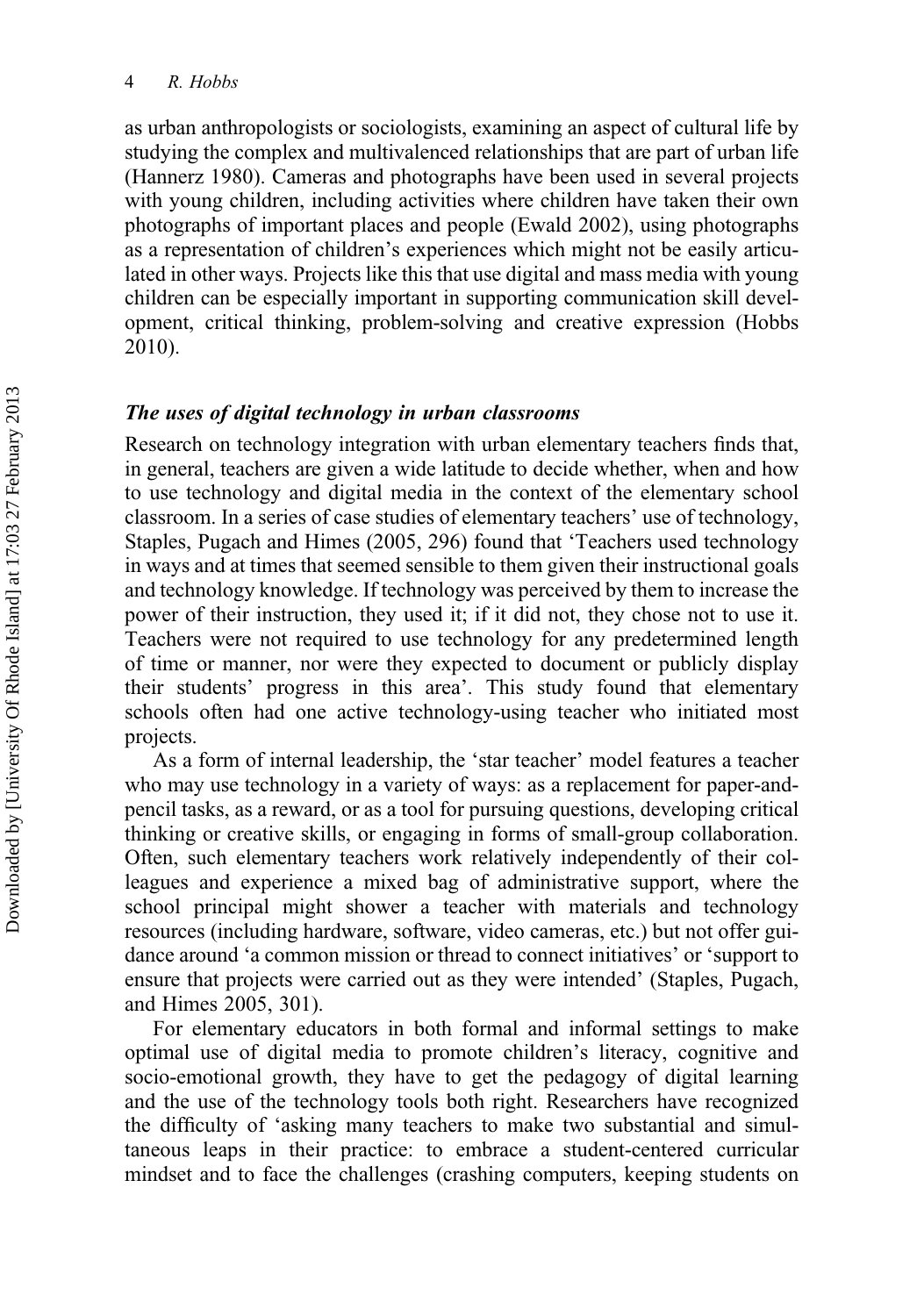as urban anthropologists or sociologists, examining an aspect of cultural life by studying the complex and multivalenced relationships that are part of urban life (Hannerz 1980). Cameras and photographs have been used in several projects with young children, including activities where children have taken their own photographs of important places and people (Ewald 2002), using photographs as a representation of children's experiences which might not be easily articulated in other ways. Projects like this that use digital and mass media with young children can be especially important in supporting communication skill development, critical thinking, problem-solving and creative expression (Hobbs 2010).

### *The uses of digital technology in urban classrooms*

Research on technology integration with urban elementary teachers finds that, in general, teachers are given a wide latitude to decide whether, when and how to use technology and digital media in the context of the elementary school classroom. In a series of case studies of elementary teachers' use of technology, Staples, Pugach and Himes (2005, 296) found that 'Teachers used technology in ways and at times that seemed sensible to them given their instructional goals and technology knowledge. If technology was perceived by them to increase the power of their instruction, they used it; if it did not, they chose not to use it. Teachers were not required to use technology for any predetermined length of time or manner, nor were they expected to document or publicly display their students' progress in this area'. This study found that elementary schools often had one active technology-using teacher who initiated most projects.

As a form of internal leadership, the 'star teacher' model features a teacher who may use technology in a variety of ways: as a replacement for paper-and-pencil tasks, as a reward, or as a tool for pursuing questions, developing critical thinking or creative skills, or engaging in forms of small-group collaboration. Often, such elementary teachers work relatively independently of their colleagues and experience a mixed bag of administrative support, where the school principal might shower a teacher with materials and technology resources (including hardware, software, video cameras, etc.) but not offer guidance around 'a common mission or thread to connect initiatives' or 'support to ensure that projects were carried out as they were intended' (Staples, Pugach, and Himes 2005, 301).

For elementary educators in both formal and informal settings to make optimal use of digital media to promote children's literacy, cognitive and socio-emotional growth, they have to get the pedagogy of digital learning and the use of the technology tools both right. Researchers have recognized the difficulty of 'asking many teachers to make two substantial and simultaneous leaps in their practice: to embrace a student-centered curricular mindset and to face the challenges (crashing computers, keeping students on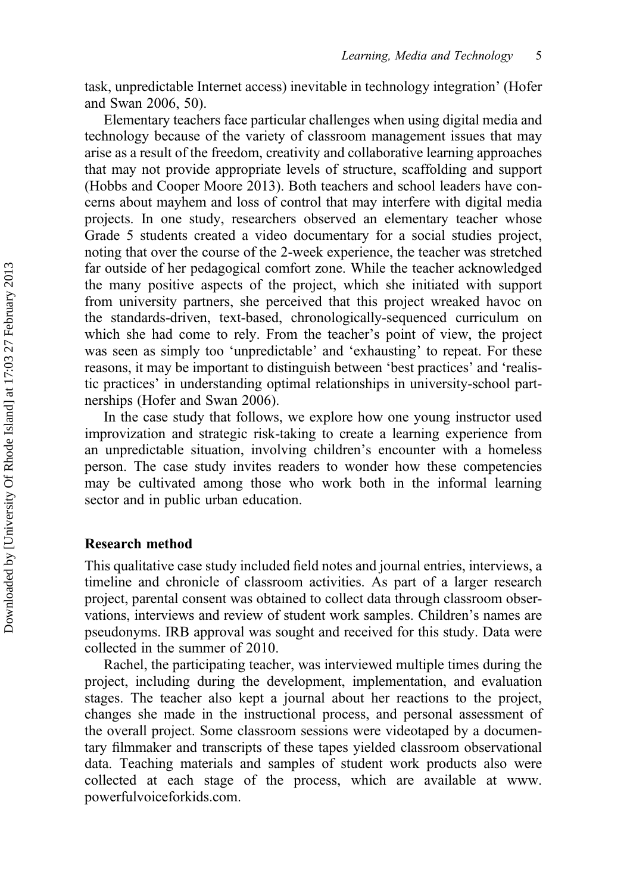task, unpredictable Internet access) inevitable in technology integration' (Hofer and Swan 2006, 50).

Elementary teachers face particular challenges when using digital media and technology because of the variety of classroom management issues that may arise as a result of the freedom, creativity and collaborative learning approaches that may not provide appropriate levels of structure, scaffolding and support (Hobbs and Cooper Moore 2013). Both teachers and school leaders have concerns about mayhem and loss of control that may interfere with digital media projects. In one study, researchers observed an elementary teacher whose Grade 5 students created a video documentary for a social studies project, noting that over the course of the 2-week experience, the teacher was stretched far outside of her pedagogical comfort zone. While the teacher acknowledged the many positive aspects of the project, which she initiated with support from university partners, she perceived that this project wreaked havoc on the standards-driven, text-based, chronologically-sequenced curriculum on which she had come to rely. From the teacher's point of view, the project was seen as simply too 'unpredictable' and 'exhausting' to repeat. For these reasons, it may be important to distinguish between 'best practices' and 'realistic practices' in understanding optimal relationships in university-school partnerships (Hofer and Swan 2006).

In the case study that follows, we explore how one young instructor used improvization and strategic risk-taking to create a learning experience from an unpredictable situation, involving children's encounter with a homeless person. The case study invites readers to wonder how these competencies may be cultivated among those who work both in the informal learning sector and in public urban education.

## Research method

This qualitative case study included field notes and journal entries, interviews, a timeline and chronicle of classroom activities. As part of a larger research project, parental consent was obtained to collect data through classroom observations, interviews and review of student work samples. Children's names are pseudonyms. IRB approval was sought and received for this study. Data were collected in the summer of 2010.

Rachel, the participating teacher, was interviewed multiple times during the project, including during the development, implementation, and evaluation stages. The teacher also kept a journal about her reactions to the project, changes she made in the instructional process, and personal assessment of the overall project. Some classroom sessions were videotaped by a documentary filmmaker and transcripts of these tapes yielded classroom observational data. Teaching materials and samples of student work products also were collected at each stage of the process, which are available at www.powerfulvoiceforkids.com.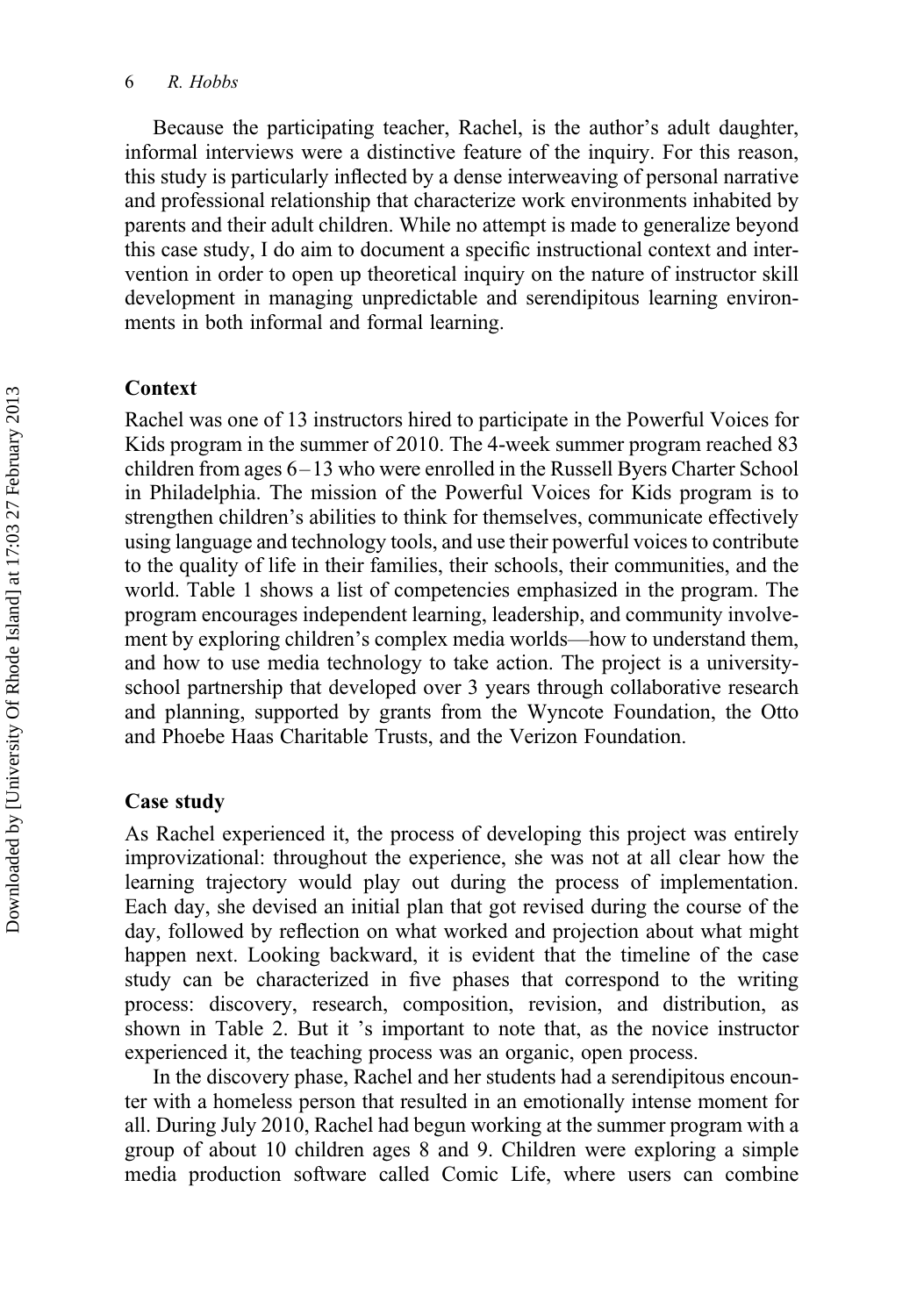Because the participating teacher, Rachel, is the author's adult daughter, informal interviews were a distinctive feature of the inquiry. For this reason, this study is particularly inflected by a dense interweaving of personal narrative and professional relationship that characterize work environments inhabited by parents and their adult children. While no attempt is made to generalize beyond this case study, I do aim to document a specific instructional context and intervention in order to open up theoretical inquiry on the nature of instructor skill development in managing unpredictable and serendipitous learning environments in both informal and formal learning.

## Context

Rachel was one of 13 instructors hired to participate in the Powerful Voices for Kids program in the summer of 2010. The 4-week summer program reached 83 children from ages 6–13 who were enrolled in the Russell Byers Charter School in Philadelphia. The mission of the Powerful Voices for Kids program is to strengthen children's abilities to think for themselves, communicate effectively using language and technology tools, and use their powerful voices to contribute to the quality of life in their families, their schools, their communities, and the world. Table 1 shows a list of competencies emphasized in the program. The program encourages independent learning, leadership, and community involvement by exploring children's complex media worlds—how to understand them, and how to use media technology to take action. The project is a university-school partnership that developed over 3 years through collaborative research and planning, supported by grants from the Wyncote Foundation, the Otto and Phoebe Haas Charitable Trusts, and the Verizon Foundation.

## Case study

As Rachel experienced it, the process of developing this project was entirely improvizational: throughout the experience, she was not at all clear how the learning trajectory would play out during the process of implementation. Each day, she devised an initial plan that got revised during the course of the day, followed by reflection on what worked and projection about what might happen next. Looking backward, it is evident that the timeline of the case study can be characterized in five phases that correspond to the writing process: discovery, research, composition, revision, and distribution, as shown in Table 2. But it 's important to note that, as the novice instructor experienced it, the teaching process was an organic, open process.

In the discovery phase, Rachel and her students had a serendipitous encounter with a homeless person that resulted in an emotionally intense moment for all. During July 2010, Rachel had begun working at the summer program with a group of about 10 children ages 8 and 9. Children were exploring a simple media production software called Comic Life, where users can combine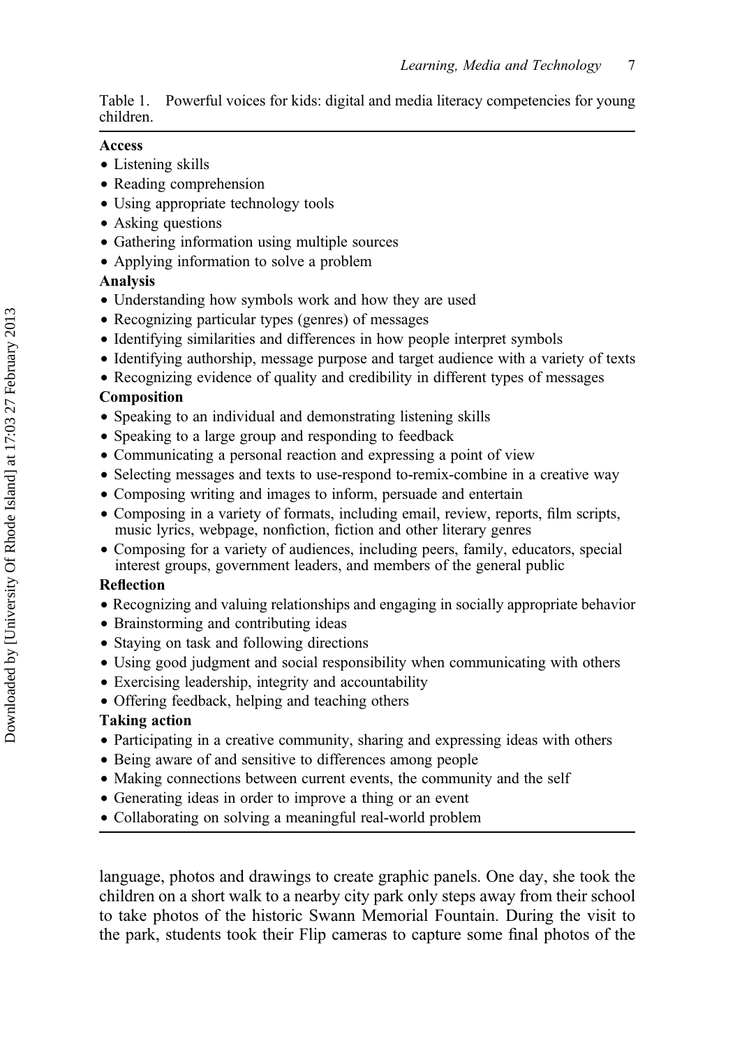Table 1. Powerful voices for kids: digital and media literacy competencies for young children.

**Access**

- Listening skills
- Reading comprehension
- Using appropriate technology tools
- Asking questions
- Gathering information using multiple sources
- Applying information to solve a problem

**Analysis**

- Understanding how symbols work and how they are used
- Recognizing particular types (genres) of messages
- Identifying similarities and differences in how people interpret symbols
- Identifying authorship, message purpose and target audience with a variety of texts
- Recognizing evidence of quality and credibility in different types of messages

**Composition**

- Speaking to an individual and demonstrating listening skills
- Speaking to a large group and responding to feedback
- Communicating a personal reaction and expressing a point of view
- Selecting messages and texts to use-respond to-remix-combine in a creative way
- Composing writing and images to inform, persuade and entertain
- Composing in a variety of formats, including email, review, reports, film scripts, music lyrics, webpage, nonfiction, fiction and other literary genres
- Composing for a variety of audiences, including peers, family, educators, special interest groups, government leaders, and members of the general public

**Reflection**

- Recognizing and valuing relationships and engaging in socially appropriate behavior
- Brainstorming and contributing ideas
- Staying on task and following directions
- Using good judgment and social responsibility when communicating with others
- Exercising leadership, integrity and accountability
- Offering feedback, helping and teaching others

**Taking action**

- Participating in a creative community, sharing and expressing ideas with others
- Being aware of and sensitive to differences among people
- Making connections between current events, the community and the self
- Generating ideas in order to improve a thing or an event
- Collaborating on solving a meaningful real-world problem

language, photos and drawings to create graphic panels. One day, she took the children on a short walk to a nearby city park only steps away from their school to take photos of the historic Swann Memorial Fountain. During the visit to the park, students took their Flip cameras to capture some final photos of the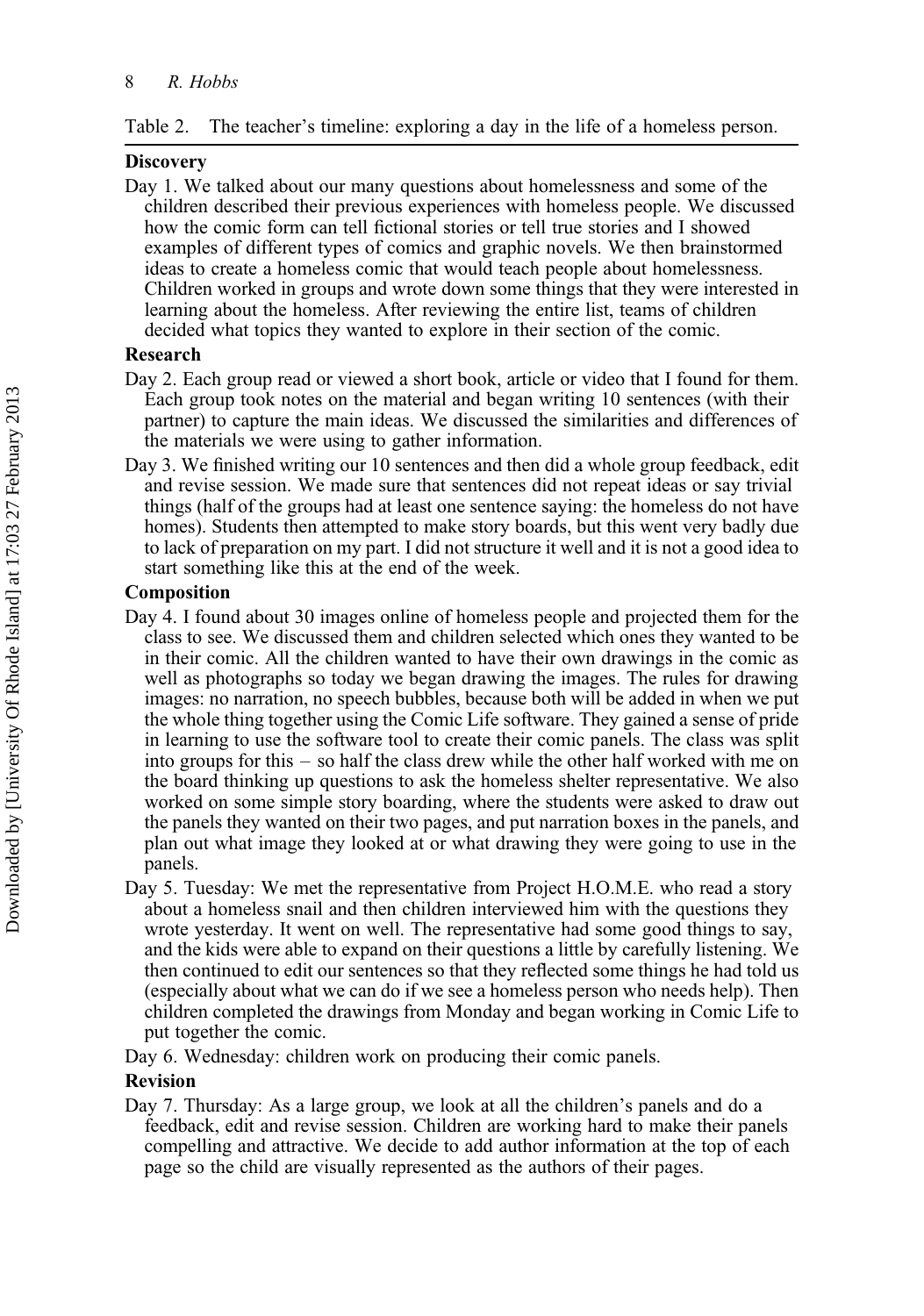Table 2. The teacher's timeline: exploring a day in the life of a homeless person.

**Discovery**

Day 1. We talked about our many questions about homelessness and some of the children described their previous experiences with homeless people. We discussed how the comic form can tell fictional stories or tell true stories and I showed examples of different types of comics and graphic novels. We then brainstormed ideas to create a homeless comic that would teach people about homelessness. Children worked in groups and wrote down some things that they were interested in learning about the homeless. After reviewing the entire list, teams of children decided what topics they wanted to explore in their section of the comic.

**Research**

Day 2. Each group read or viewed a short book, article or video that I found for them. Each group took notes on the material and began writing 10 sentences (with their partner) to capture the main ideas. We discussed the similarities and differences of the materials we were using to gather information.

Day 3. We finished writing our 10 sentences and then did a whole group feedback, edit and revise session. We made sure that sentences did not repeat ideas or say trivial things (half of the groups had at least one sentence saying: the homeless do not have homes). Students then attempted to make story boards, but this went very badly due to lack of preparation on my part. I did not structure it well and it is not a good idea to start something like this at the end of the week.

**Composition**

Day 4. I found about 30 images online of homeless people and projected them for the class to see. We discussed them and children selected which ones they wanted to be in their comic. All the children wanted to have their own drawings in the comic as well as photographs so today we began drawing the images. The rules for drawing images: no narration, no speech bubbles, because both will be added in when we put the whole thing together using the Comic Life software. They gained a sense of pride in learning to use the software tool to create their comic panels. The class was split into groups for this – so half the class drew while the other half worked with me on the board thinking up questions to ask the homeless shelter representative. We also worked on some simple story boarding, where the students were asked to draw out the panels they wanted on their two pages, and put narration boxes in the panels, and plan out what image they looked at or what drawing they were going to use in the panels.

Day 5. Tuesday: We met the representative from Project H.O.M.E. who read a story about a homeless snail and then children interviewed him with the questions they wrote yesterday. It went on well. The representative had some good things to say, and the kids were able to expand on their questions a little by carefully listening. We then continued to edit our sentences so that they reflected some things he had told us (especially about what we can do if we see a homeless person who needs help). Then children completed the drawings from Monday and began working in Comic Life to put together the comic.

Day 6. Wednesday: children work on producing their comic panels.

**Revision**

Day 7. Thursday: As a large group, we look at all the children's panels and do a feedback, edit and revise session. Children are working hard to make their panels compelling and attractive. We decide to add author information at the top of each page so the child are visually represented as the authors of their pages.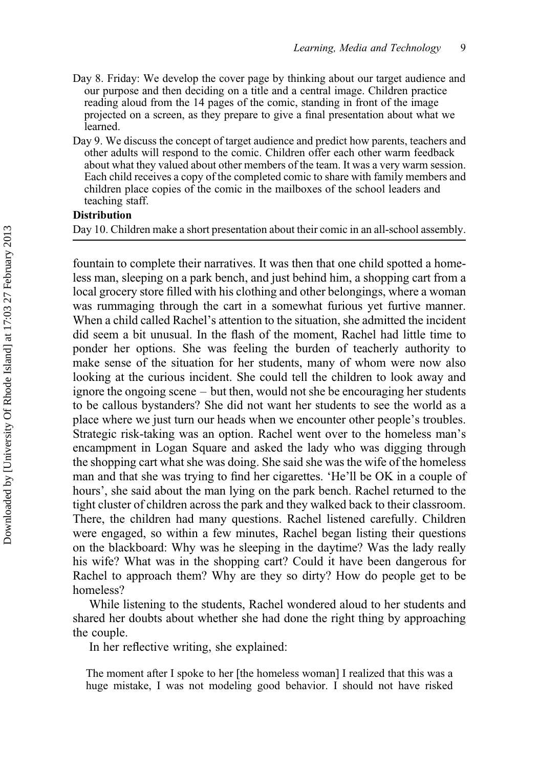Day 8. Friday: We develop the cover page by thinking about our target audience and our purpose and then deciding on a title and a central image. Children practice reading aloud from the 14 pages of the comic, standing in front of the image projected on a screen, as they prepare to give a final presentation about what we learned.

Day 9. We discuss the concept of target audience and predict how parents, teachers and other adults will respond to the comic. Children offer each other warm feedback about what they valued about other members of the team. It was a very warm session. Each child receives a copy of the completed comic to share with family members and children place copies of the comic in the mailboxes of the school leaders and teaching staff.

**Distribution**

Day 10. Children make a short presentation about their comic in an all-school assembly.

---

fountain to complete their narratives. It was then that one child spotted a homeless man, sleeping on a park bench, and just behind him, a shopping cart from a local grocery store filled with his clothing and other belongings, where a woman was rummaging through the cart in a somewhat furious yet furtive manner. When a child called Rachel's attention to the situation, she admitted the incident did seem a bit unusual. In the flash of the moment, Rachel had little time to ponder her options. She was feeling the burden of teacherly authority to make sense of the situation for her students, many of whom were now also looking at the curious incident. She could tell the children to look away and ignore the ongoing scene – but then, would not she be encouraging her students to be callous bystanders? She did not want her students to see the world as a place where we just turn our heads when we encounter other people's troubles. Strategic risk-taking was an option. Rachel went over to the homeless man's encampment in Logan Square and asked the lady who was digging through the shopping cart what she was doing. She said she was the wife of the homeless man and that she was trying to find her cigarettes. 'He'll be OK in a couple of hours', she said about the man lying on the park bench. Rachel returned to the tight cluster of children across the park and they walked back to their classroom. There, the children had many questions. Rachel listened carefully. Children were engaged, so within a few minutes, Rachel began listing their questions on the blackboard: Why was he sleeping in the daytime? Was the lady really his wife? What was in the shopping cart? Could it have been dangerous for Rachel to approach them? Why are they so dirty? How do people get to be homeless?

While listening to the students, Rachel wondered aloud to her students and shared her doubts about whether she had done the right thing by approaching the couple.

In her reflective writing, she explained:

> The moment after I spoke to her [the homeless woman] I realized that this was a huge mistake, I was not modeling good behavior. I should not have risked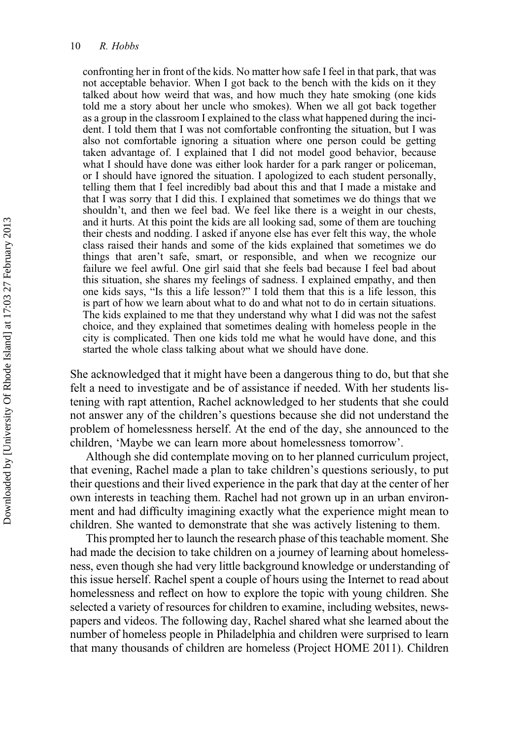> confronting her in front of the kids. No matter how safe I feel in that park, that was not acceptable behavior. When I got back to the bench with the kids on it they talked about how weird that was, and how much they hate smoking (one kids told me a story about her uncle who smokes). When we all got back together as a group in the classroom I explained to the class what happened during the incident. I told them that I was not comfortable confronting the situation, but I was also not comfortable ignoring a situation where one person could be getting taken advantage of. I explained that I did not model good behavior, because what I should have done was either look harder for a park ranger or policeman, or I should have ignored the situation. I apologized to each student personally, telling them that I feel incredibly bad about this and that I made a mistake and that I was sorry that I did this. I explained that sometimes we do things that we shouldn't, and then we feel bad. We feel like there is a weight in our chests, and it hurts. At this point the kids are all looking sad, some of them are touching their chests and nodding. I asked if anyone else has ever felt this way, the whole class raised their hands and some of the kids explained that sometimes we do things that aren't safe, smart, or responsible, and when we recognize our failure we feel awful. One girl said that she feels bad because I feel bad about this situation, she shares my feelings of sadness. I explained empathy, and then one kids says, "Is this a life lesson?" I told them that this is a life lesson, this is part of how we learn about what to do and what not to do in certain situations. The kids explained to me that they understand why what I did was not the safest choice, and they explained that sometimes dealing with homeless people in the city is complicated. Then one kids told me what he would have done, and this started the whole class talking about what we should have done.

She acknowledged that it might have been a dangerous thing to do, but that she felt a need to investigate and be of assistance if needed. With her students listening with rapt attention, Rachel acknowledged to her students that she could not answer any of the children's questions because she did not understand the problem of homelessness herself. At the end of the day, she announced to the children, 'Maybe we can learn more about homelessness tomorrow'.

Although she did contemplate moving on to her planned curriculum project, that evening, Rachel made a plan to take children's questions seriously, to put their questions and their lived experience in the park that day at the center of her own interests in teaching them. Rachel had not grown up in an urban environment and had difficulty imagining exactly what the experience might mean to children. She wanted to demonstrate that she was actively listening to them.

This prompted her to launch the research phase of this teachable moment. She had made the decision to take children on a journey of learning about homelessness, even though she had very little background knowledge or understanding of this issue herself. Rachel spent a couple of hours using the Internet to read about homelessness and reflect on how to explore the topic with young children. She selected a variety of resources for children to examine, including websites, newspapers and videos. The following day, Rachel shared what she learned about the number of homeless people in Philadelphia and children were surprised to learn that many thousands of children are homeless (Project HOME 2011). Children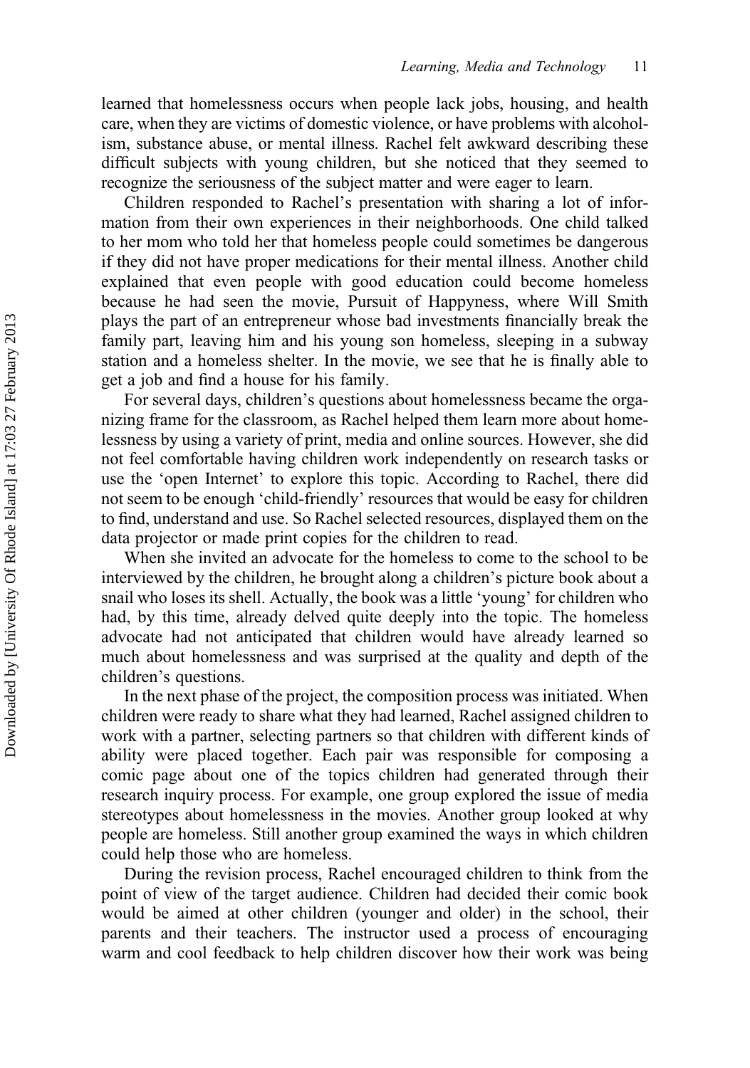learned that homelessness occurs when people lack jobs, housing, and health care, when they are victims of domestic violence, or have problems with alcoholism, substance abuse, or mental illness. Rachel felt awkward describing these difficult subjects with young children, but she noticed that they seemed to recognize the seriousness of the subject matter and were eager to learn.

Children responded to Rachel's presentation with sharing a lot of information from their own experiences in their neighborhoods. One child talked to her mom who told her that homeless people could sometimes be dangerous if they did not have proper medications for their mental illness. Another child explained that even people with good education could become homeless because he had seen the movie, Pursuit of Happyness, where Will Smith plays the part of an entrepreneur whose bad investments financially break the family part, leaving him and his young son homeless, sleeping in a subway station and a homeless shelter. In the movie, we see that he is finally able to get a job and find a house for his family.

For several days, children's questions about homelessness became the organizing frame for the classroom, as Rachel helped them learn more about homelessness by using a variety of print, media and online sources. However, she did not feel comfortable having children work independently on research tasks or use the 'open Internet' to explore this topic. According to Rachel, there did not seem to be enough 'child-friendly' resources that would be easy for children to find, understand and use. So Rachel selected resources, displayed them on the data projector or made print copies for the children to read.

When she invited an advocate for the homeless to come to the school to be interviewed by the children, he brought along a children's picture book about a snail who loses its shell. Actually, the book was a little 'young' for children who had, by this time, already delved quite deeply into the topic. The homeless advocate had not anticipated that children would have already learned so much about homelessness and was surprised at the quality and depth of the children's questions.

In the next phase of the project, the composition process was initiated. When children were ready to share what they had learned, Rachel assigned children to work with a partner, selecting partners so that children with different kinds of ability were placed together. Each pair was responsible for composing a comic page about one of the topics children had generated through their research inquiry process. For example, one group explored the issue of media stereotypes about homelessness in the movies. Another group looked at why people are homeless. Still another group examined the ways in which children could help those who are homeless.

During the revision process, Rachel encouraged children to think from the point of view of the target audience. Children had decided their comic book would be aimed at other children (younger and older) in the school, their parents and their teachers. The instructor used a process of encouraging warm and cool feedback to help children discover how their work was being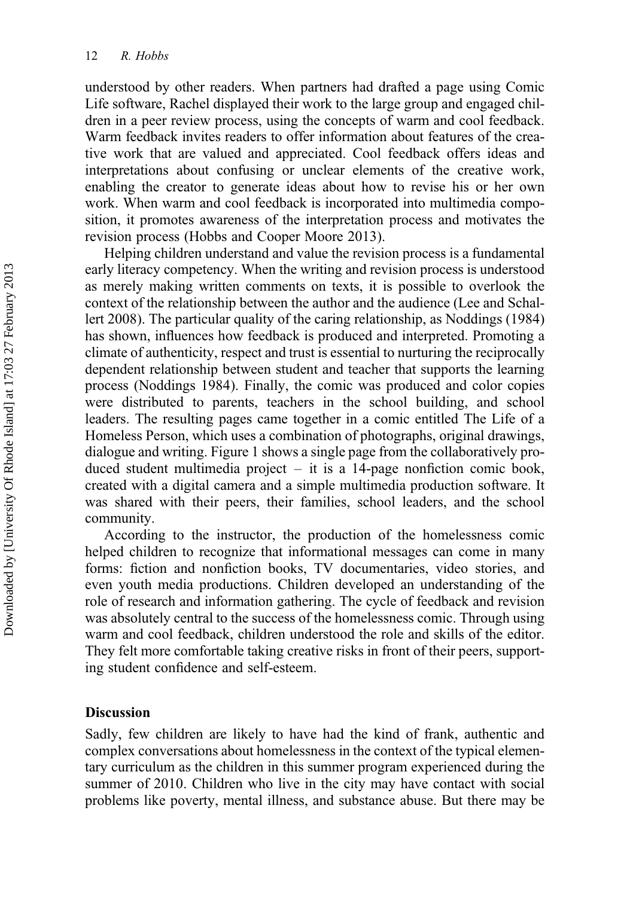understood by other readers. When partners had drafted a page using Comic Life software, Rachel displayed their work to the large group and engaged children in a peer review process, using the concepts of warm and cool feedback. Warm feedback invites readers to offer information about features of the creative work that are valued and appreciated. Cool feedback offers ideas and interpretations about confusing or unclear elements of the creative work, enabling the creator to generate ideas about how to revise his or her own work. When warm and cool feedback is incorporated into multimedia composition, it promotes awareness of the interpretation process and motivates the revision process (Hobbs and Cooper Moore 2013).

Helping children understand and value the revision process is a fundamental early literacy competency. When the writing and revision process is understood as merely making written comments on texts, it is possible to overlook the context of the relationship between the author and the audience (Lee and Schallert 2008). The particular quality of the caring relationship, as Noddings (1984) has shown, influences how feedback is produced and interpreted. Promoting a climate of authenticity, respect and trust is essential to nurturing the reciprocally dependent relationship between student and teacher that supports the learning process (Noddings 1984). Finally, the comic was produced and color copies were distributed to parents, teachers in the school building, and school leaders. The resulting pages came together in a comic entitled The Life of a Homeless Person, which uses a combination of photographs, original drawings, dialogue and writing. Figure 1 shows a single page from the collaboratively produced student multimedia project – it is a 14-page nonfiction comic book, created with a digital camera and a simple multimedia production software. It was shared with their peers, their families, school leaders, and the school community.

According to the instructor, the production of the homelessness comic helped children to recognize that informational messages can come in many forms: fiction and nonfiction books, TV documentaries, video stories, and even youth media productions. Children developed an understanding of the role of research and information gathering. The cycle of feedback and revision was absolutely central to the success of the homelessness comic. Through using warm and cool feedback, children understood the role and skills of the editor. They felt more comfortable taking creative risks in front of their peers, supporting student confidence and self-esteem.

## Discussion

Sadly, few children are likely to have had the kind of frank, authentic and complex conversations about homelessness in the context of the typical elementary curriculum as the children in this summer program experienced during the summer of 2010. Children who live in the city may have contact with social problems like poverty, mental illness, and substance abuse. But there may be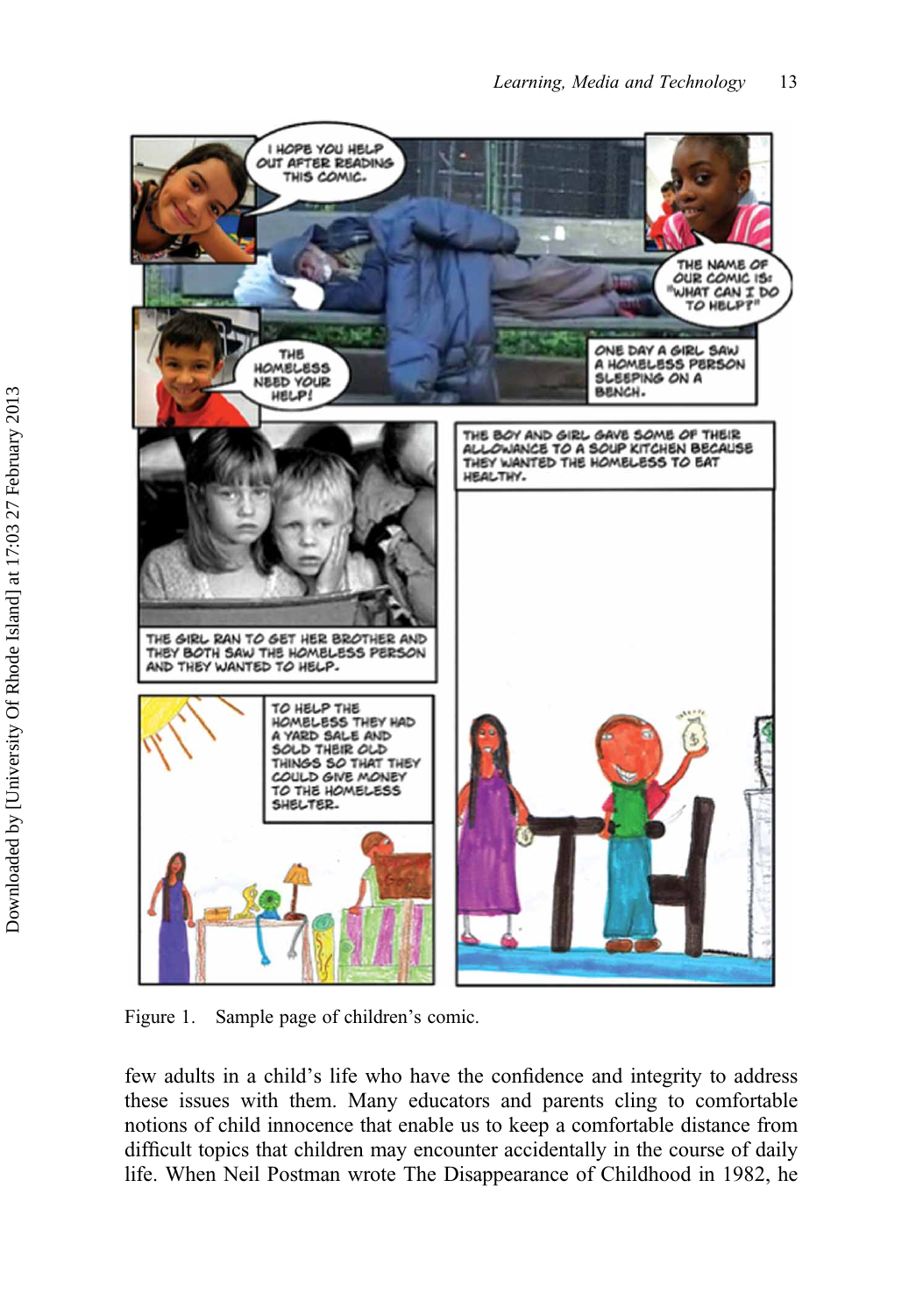Figure 1. Sample page of children's comic.

few adults in a child's life who have the confidence and integrity to address these issues with them. Many educators and parents cling to comfortable notions of child innocence that enable us to keep a comfortable distance from difficult topics that children may encounter accidentally in the course of daily life. When Neil Postman wrote The Disappearance of Childhood in 1982, he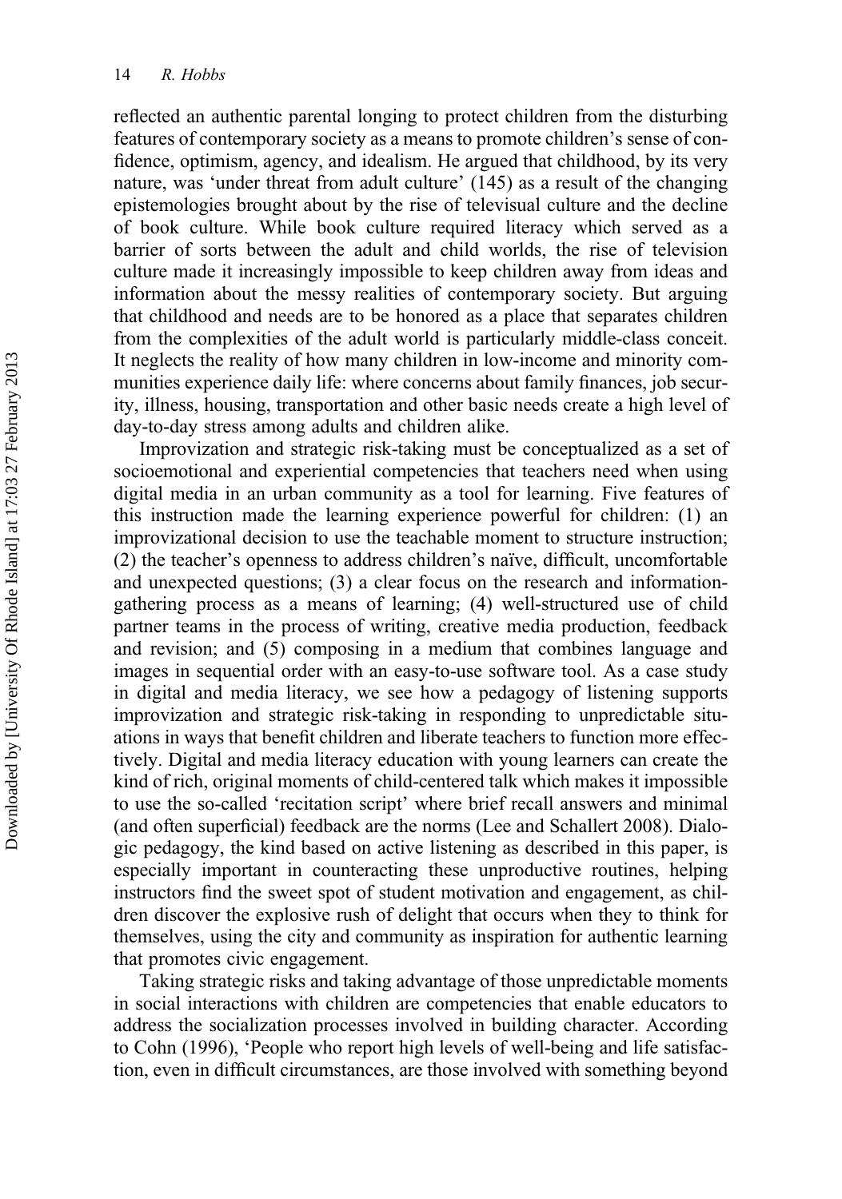reflected an authentic parental longing to protect children from the disturbing features of contemporary society as a means to promote children's sense of confidence, optimism, agency, and idealism. He argued that childhood, by its very nature, was 'under threat from adult culture' (145) as a result of the changing epistemologies brought about by the rise of televisual culture and the decline of book culture. While book culture required literacy which served as a barrier of sorts between the adult and child worlds, the rise of television culture made it increasingly impossible to keep children away from ideas and information about the messy realities of contemporary society. But arguing that childhood and needs are to be honored as a place that separates children from the complexities of the adult world is particularly middle-class conceit. It neglects the reality of how many children in low-income and minority communities experience daily life: where concerns about family finances, job security, illness, housing, transportation and other basic needs create a high level of day-to-day stress among adults and children alike.

Improvization and strategic risk-taking must be conceptualized as a set of socioemotional and experiential competencies that teachers need when using digital media in an urban community as a tool for learning. Five features of this instruction made the learning experience powerful for children: (1) an improvizational decision to use the teachable moment to structure instruction; (2) the teacher's openness to address children's naïve, difficult, uncomfortable and unexpected questions; (3) a clear focus on the research and information-gathering process as a means of learning; (4) well-structured use of child partner teams in the process of writing, creative media production, feedback and revision; and (5) composing in a medium that combines language and images in sequential order with an easy-to-use software tool. As a case study in digital and media literacy, we see how a pedagogy of listening supports improvization and strategic risk-taking in responding to unpredictable situations in ways that benefit children and liberate teachers to function more effectively. Digital and media literacy education with young learners can create the kind of rich, original moments of child-centered talk which makes it impossible to use the so-called 'recitation script' where brief recall answers and minimal (and often superficial) feedback are the norms (Lee and Schallert 2008). Dialogic pedagogy, the kind based on active listening as described in this paper, is especially important in counteracting these unproductive routines, helping instructors find the sweet spot of student motivation and engagement, as children discover the explosive rush of delight that occurs when they to think for themselves, using the city and community as inspiration for authentic learning that promotes civic engagement.

Taking strategic risks and taking advantage of those unpredictable moments in social interactions with children are competencies that enable educators to address the socialization processes involved in building character. According to Cohn (1996), 'People who report high levels of well-being and life satisfaction, even in difficult circumstances, are those involved with something beyond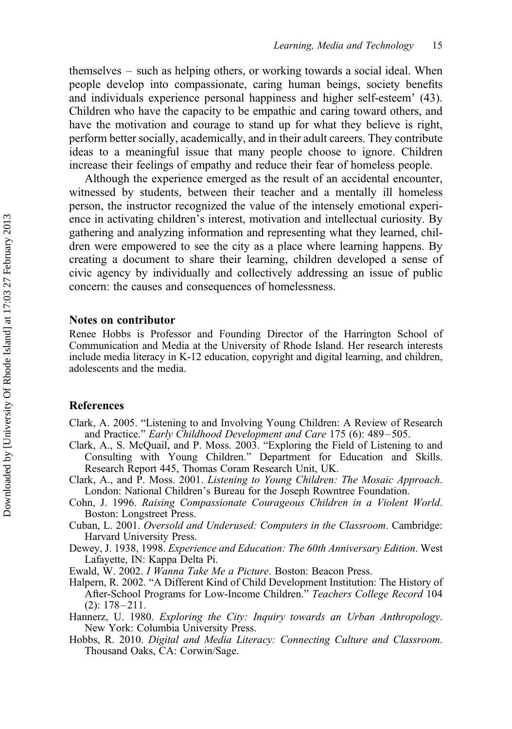themselves – such as helping others, or working towards a social ideal. When people develop into compassionate, caring human beings, society benefits and individuals experience personal happiness and higher self-esteem' (43). Children who have the capacity to be empathic and caring toward others, and have the motivation and courage to stand up for what they believe is right, perform better socially, academically, and in their adult careers. They contribute ideas to a meaningful issue that many people choose to ignore. Children increase their feelings of empathy and reduce their fear of homeless people.

Although the experience emerged as the result of an accidental encounter, witnessed by students, between their teacher and a mentally ill homeless person, the instructor recognized the value of the intensely emotional experience in activating children's interest, motivation and intellectual curiosity. By gathering and analyzing information and representing what they learned, children were empowered to see the city as a place where learning happens. By creating a document to share their learning, children developed a sense of civic agency by individually and collectively addressing an issue of public concern: the causes and consequences of homelessness.

## Notes on contributor

Renee Hobbs is Professor and Founding Director of the Harrington School of Communication and Media at the University of Rhode Island. Her research interests include media literacy in K-12 education, copyright and digital learning, and children, adolescents and the media.

## References

Clark, A. 2005. "Listening to and Involving Young Children: A Review of Research and Practice." *Early Childhood Development and Care* 175 (6): 489–505.

Clark, A., S. McQuail, and P. Moss. 2003. "Exploring the Field of Listening to and Consulting with Young Children." Department for Education and Skills. Research Report 445, Thomas Coram Research Unit, UK.

Clark, A., and P. Moss. 2001. *Listening to Young Children: The Mosaic Approach*. London: National Children's Bureau for the Joseph Rowntree Foundation.

Cohn, J. 1996. *Raising Compassionate Courageous Children in a Violent World*. Boston: Longstreet Press.

Cuban, L. 2001. *Oversold and Underused: Computers in the Classroom*. Cambridge: Harvard University Press.

Dewey, J. 1938, 1998. *Experience and Education: The 60th Anniversary Edition*. West Lafayette, IN: Kappa Delta Pi.

Ewald, W. 2002. *I Wanna Take Me a Picture*. Boston: Beacon Press.

Halpern, R. 2002. "A Different Kind of Child Development Institution: The History of After-School Programs for Low-Income Children." *Teachers College Record* 104 (2): 178–211.

Hannerz, U. 1980. *Exploring the City: Inquiry towards an Urban Anthropology*. New York: Columbia University Press.

Hobbs, R. 2010. *Digital and Media Literacy: Connecting Culture and Classroom*. Thousand Oaks, CA: Corwin/Sage.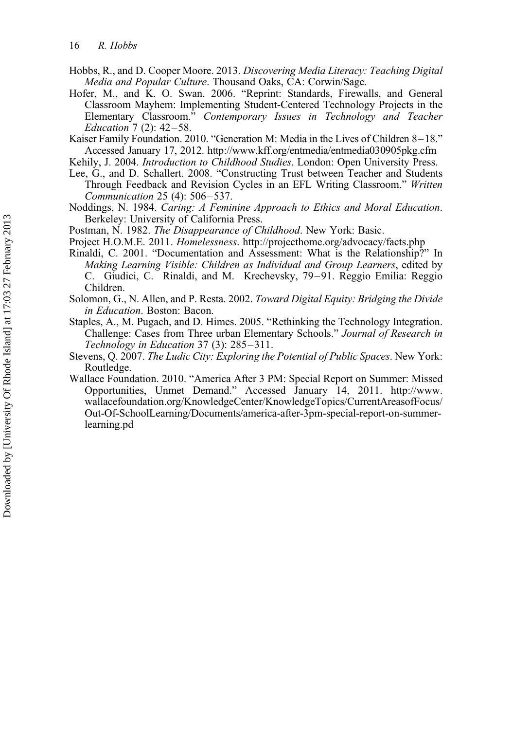Hobbs, R., and D. Cooper Moore. 2013. *Discovering Media Literacy: Teaching Digital Media and Popular Culture*. Thousand Oaks, CA: Corwin/Sage.

Hofer, M., and K. O. Swan. 2006. "Reprint: Standards, Firewalls, and General Classroom Mayhem: Implementing Student-Centered Technology Projects in the Elementary Classroom." *Contemporary Issues in Technology and Teacher Education* 7 (2): 42–58.

Kaiser Family Foundation. 2010. "Generation M: Media in the Lives of Children 8–18." Accessed January 17, 2012. http://www.kff.org/entmedia/entmedia030905pkg.cfm

Kehily, J. 2004. *Introduction to Childhood Studies*. London: Open University Press.

Lee, G., and D. Schallert. 2008. "Constructing Trust between Teacher and Students Through Feedback and Revision Cycles in an EFL Writing Classroom." *Written Communication* 25 (4): 506–537.

Noddings, N. 1984. *Caring: A Feminine Approach to Ethics and Moral Education*. Berkeley: University of California Press.

Postman, N. 1982. *The Disappearance of Childhood*. New York: Basic.

Project H.O.M.E. 2011. *Homelessness*. http://projecthome.org/advocacy/facts.php

Rinaldi, C. 2001. "Documentation and Assessment: What is the Relationship?" In *Making Learning Visible: Children as Individual and Group Learners*, edited by C. Giudici, C. Rinaldi, and M. Krechevsky, 79–91. Reggio Emilia: Reggio Children.

Solomon, G., N. Allen, and P. Resta. 2002. *Toward Digital Equity: Bridging the Divide in Education*. Boston: Bacon.

Staples, A., M. Pugach, and D. Himes. 2005. "Rethinking the Technology Integration. Challenge: Cases from Three urban Elementary Schools." *Journal of Research in Technology in Education* 37 (3): 285–311.

Stevens, Q. 2007. *The Ludic City: Exploring the Potential of Public Spaces*. New York: Routledge.

Wallace Foundation. 2010. "America After 3 PM: Special Report on Summer: Missed Opportunities, Unmet Demand." Accessed January 14, 2011. http://www.wallacefoundation.org/KnowledgeCenter/KnowledgeTopics/CurrentAreasofFocus/Out-Of-SchoolLearning/Documents/america-after-3pm-special-report-on-summer-learning.pd